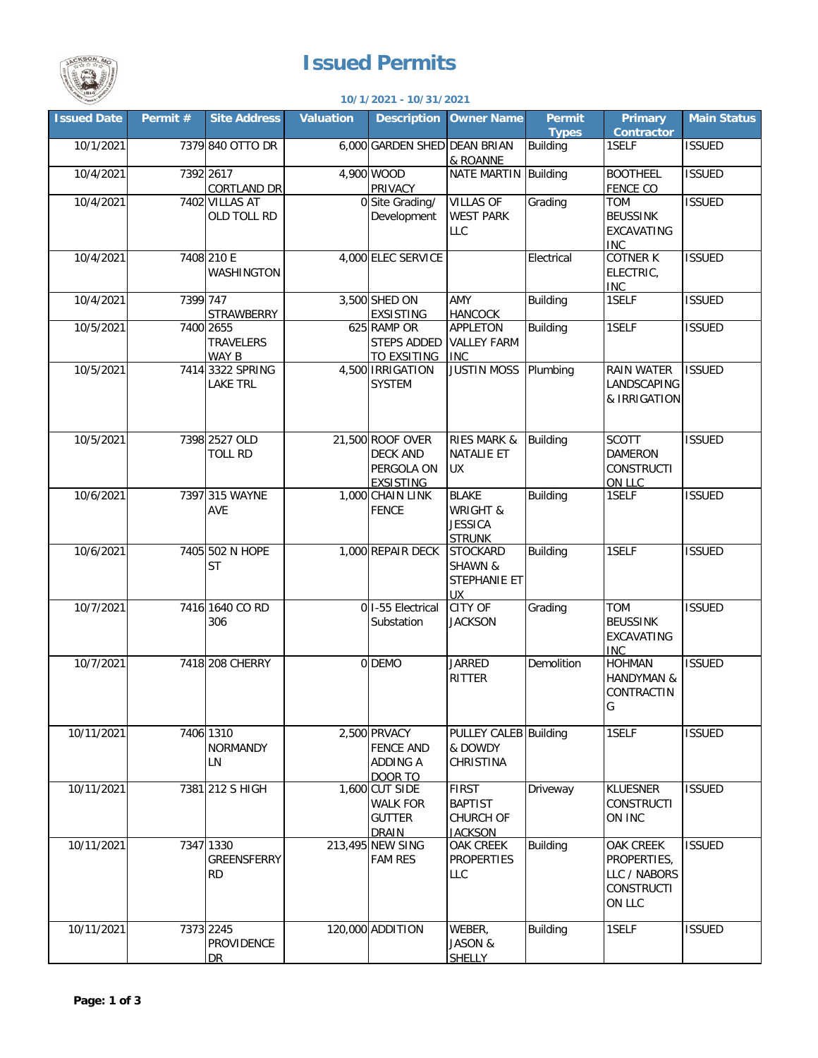# Issued Permits

**10/1/2021 - 10/31/2021**

| Issued Date | Permit # | Site Address | Valuation | Description | Owner Name | Permit Types | Primary Contractor | Main Status |
|---|---|---|---|---|---|---|---|---|
| 10/1/2021 | 7379 | 840 OTTO DR | 6,000 | GARDEN SHED | DEAN BRIAN & ROANNE | Building | 1SELF | ISSUED |
| 10/4/2021 | 7392 | 2617 CORTLAND DR | 4,900 | WOOD PRIVACY | NATE MARTIN | Building | BOOTHEEL FENCE CO | ISSUED |
| 10/4/2021 | 7402 | VILLAS AT OLD TOLL RD | 0 | Site Grading/ Development | VILLAS OF WEST PARK LLC | Grading | TOM BEUSSINK EXCAVATING INC | ISSUED |
| 10/4/2021 | 7408 | 210 E WASHINGTON | 4,000 | ELEC SERVICE | | Electrical | COTNER K ELECTRIC, INC | ISSUED |
| 10/4/2021 | 7399 | 747 STRAWBERRY | 3,500 | SHED ON EXSISTING | AMY HANCOCK | Building | 1SELF | ISSUED |
| 10/5/2021 | 7400 | 2655 TRAVELERS WAY B | 625 | RAMP OR STEPS ADDED TO EXSITING | APPLETON VALLEY FARM INC | Building | 1SELF | ISSUED |
| 10/5/2021 | 7414 | 3322 SPRING LAKE TRL | 4,500 | IRRIGATION SYSTEM | JUSTIN MOSS | Plumbing | RAIN WATER LANDSCAPING & IRRIGATION | ISSUED |
| 10/5/2021 | 7398 | 2527 OLD TOLL RD | 21,500 | ROOF OVER DECK AND PERGOLA ON EXSISTING | RIES MARK & NATALIE ET UX | Building | SCOTT DAMERON CONSTRUCTION LLC | ISSUED |
| 10/6/2021 | 7397 | 315 WAYNE AVE | 1,000 | CHAIN LINK FENCE | BLAKE WRIGHT & JESSICA STRUNK | Building | 1SELF | ISSUED |
| 10/6/2021 | 7405 | 502 N HOPE ST | 1,000 | REPAIR DECK | STOCKARD SHAWN & STEPHANIE ET UX | Building | 1SELF | ISSUED |
| 10/7/2021 | 7416 | 1640 CO RD 306 | 0 | I-55 Electrical Substation | CITY OF JACKSON | Grading | TOM BEUSSINK EXCAVATING INC | ISSUED |
| 10/7/2021 | 7418 | 208 CHERRY | 0 | DEMO | JARRED RITTER | Demolition | HOHMAN HANDYMAN & CONTRACTING | ISSUED |
| 10/11/2021 | 7406 | 1310 NORMANDY LN | 2,500 | PRVACY FENCE AND ADDING A DOOR TO | PULLEY CALEB & DOWDY CHRISTINA | Building | 1SELF | ISSUED |
| 10/11/2021 | 7381 | 212 S HIGH | 1,600 | CUT SIDE WALK FOR GUTTER DRAIN | FIRST BAPTIST CHURCH OF JACKSON | Driveway | KLUESNER CONSTRUCTION INC | ISSUED |
| 10/11/2021 | 7347 | 1330 GREENSFERRY RD | 213,495 | NEW SING FAM RES | OAK CREEK PROPERTIES LLC | Building | OAK CREEK PROPERTIES, LLC / NABORS CONSTRUCTION LLC | ISSUED |
| 10/11/2021 | 7373 | 2245 PROVIDENCE DR | 120,000 | ADDITION | WEBER, JASON & SHELLY | Building | 1SELF | ISSUED |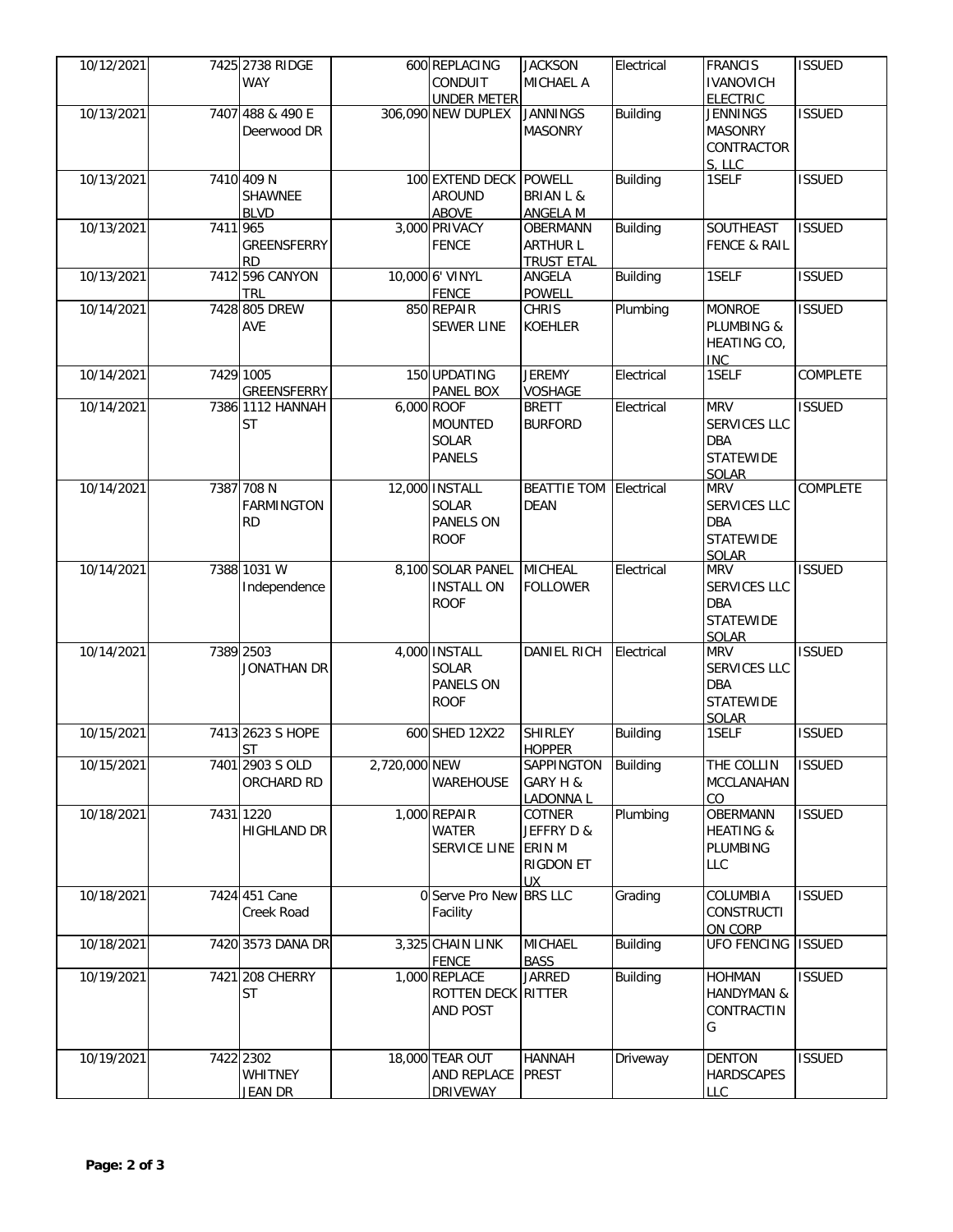| 10/12/2021 | 7425 | 2738 RIDGE WAY | 600 | REPLACING CONDUIT UNDER METER | JACKSON MICHAEL A | Electrical | FRANCIS IVANOVICH ELECTRIC | ISSUED |
|---|---|---|---|---|---|---|---|---|
| 10/13/2021 | 7407 | 488 & 490 E Deerwood DR | 306,090 | NEW DUPLEX | JANNINGS MASONRY | Building | JENNINGS MASONRY CONTRACTORS, LLC | ISSUED |
| 10/13/2021 | 7410 | 409 N SHAWNEE BLVD | 100 | EXTEND DECK AROUND ABOVE | POWELL BRIAN L & ANGELA M | Building | 1SELF | ISSUED |
| 10/13/2021 | 7411 | 965 GREENSFERRY RD | 3,000 | PRIVACY FENCE | OBERMANN ARTHUR L TRUST ETAL | Building | SOUTHEAST FENCE & RAIL | ISSUED |
| 10/13/2021 | 7412 | 596 CANYON TRL | 10,000 | 6' VINYL FENCE | ANGELA POWELL | Building | 1SELF | ISSUED |
| 10/14/2021 | 7428 | 805 DREW AVE | 850 | REPAIR SEWER LINE | CHRIS KOEHLER | Plumbing | MONROE PLUMBING & HEATING CO, INC | ISSUED |
| 10/14/2021 | 7429 | 1005 GREENSFERRY | 150 | UPDATING PANEL BOX | JEREMY VOSHAGE | Electrical | 1SELF | COMPLETE |
| 10/14/2021 | 7386 | 1112 HANNAH ST | 6,000 | ROOF MOUNTED SOLAR PANELS | BRETT BURFORD | Electrical | MRV SERVICES LLC DBA STATEWIDE SOLAR | ISSUED |
| 10/14/2021 | 7387 | 708 N FARMINGTON RD | 12,000 | INSTALL SOLAR PANELS ON ROOF | BEATTIE TOM DEAN | Electrical | MRV SERVICES LLC DBA STATEWIDE SOLAR | COMPLETE |
| 10/14/2021 | 7388 | 1031 W Independence | 8,100 | SOLAR PANEL INSTALL ON ROOF | MICHEAL FOLLOWER | Electrical | MRV SERVICES LLC DBA STATEWIDE SOLAR | ISSUED |
| 10/14/2021 | 7389 | 2503 JONATHAN DR | 4,000 | INSTALL SOLAR PANELS ON ROOF | DANIEL RICH | Electrical | MRV SERVICES LLC DBA STATEWIDE SOLAR | ISSUED |
| 10/15/2021 | 7413 | 2623 S HOPE ST | 600 | SHED 12X22 | SHIRLEY HOPPER | Building | 1SELF | ISSUED |
| 10/15/2021 | 7401 | 2903 S OLD ORCHARD RD | 2,720,000 | NEW WAREHOUSE | SAPPINGTON GARY H & LADONNA L | Building | THE COLLIN MCCLANAHAN CO | ISSUED |
| 10/18/2021 | 7431 | 1220 HIGHLAND DR | 1,000 | REPAIR WATER SERVICE LINE | COTNER JEFFRY D & ERIN M RIGDON ET UX | Plumbing | OBERMANN HEATING & PLUMBING LLC | ISSUED |
| 10/18/2021 | 7424 | 451 Cane Creek Road | 0 | Serve Pro New Facility | BRS LLC | Grading | COLUMBIA CONSTRUCTION CORP | ISSUED |
| 10/18/2021 | 7420 | 3573 DANA DR | 3,325 | CHAIN LINK FENCE | MICHAEL BASS | Building | UFO FENCING | ISSUED |
| 10/19/2021 | 7421 | 208 CHERRY ST | 1,000 | REPLACE ROTTEN DECK AND POST | JARRED RITTER | Building | HOHMAN HANDYMAN & CONTRACTING | ISSUED |
| 10/19/2021 | 7422 | 2302 WHITNEY JEAN DR | 18,000 | TEAR OUT AND REPLACE DRIVEWAY | HANNAH PREST | Driveway | DENTON HARDSCAPES LLC | ISSUED |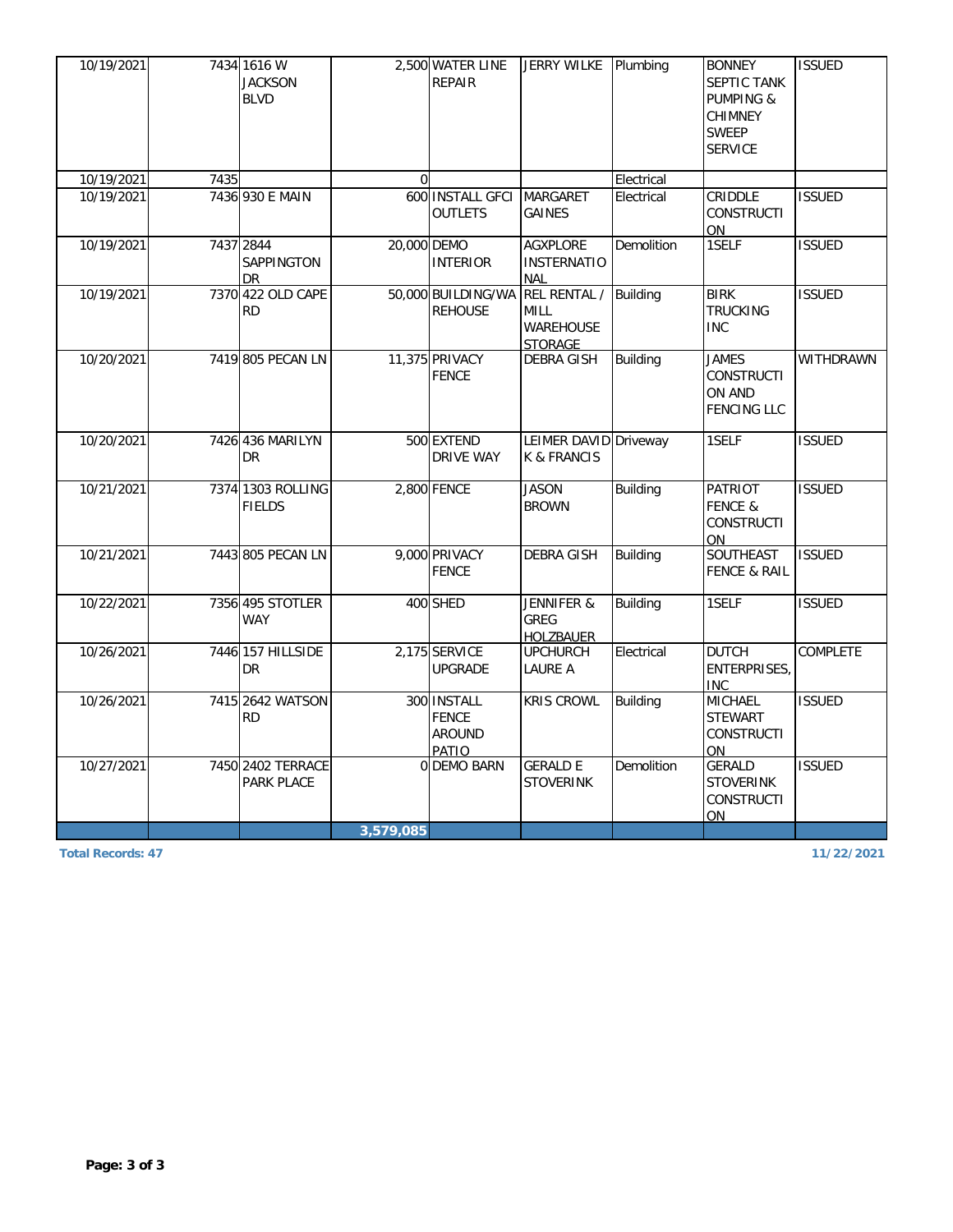| | | | | | | | | |
|---|---|---|---|---|---|---|---|---|
| 10/19/2021 | 7434 | 1616 W JACKSON BLVD | 2,500 | WATER LINE REPAIR | JERRY WILKE | Plumbing | BONNEY SEPTIC TANK PUMPING & CHIMNEY SWEEP SERVICE | ISSUED |
| 10/19/2021 | 7435 | | 0 | | | Electrical | | |
| 10/19/2021 | 7436 | 930 E MAIN | 600 | INSTALL GFCI OUTLETS | MARGARET GAINES | Electrical | CRIDDLE CONSTRUCTION | ISSUED |
| 10/19/2021 | 7437 | 2844 SAPPINGTON DR | 20,000 | DEMO INTERIOR | AGXPLORE INTERNATIONAL | Demolition | 1SELF | ISSUED |
| 10/19/2021 | 7370 | 422 OLD CAPE RD | 50,000 | BUILDING/WAREHOUSE | REL RENTAL / MILL WAREHOUSE STORAGE | Building | BIRK TRUCKING INC | ISSUED |
| 10/20/2021 | 7419 | 805 PECAN LN | 11,375 | PRIVACY FENCE | DEBRA GISH | Building | JAMES CONSTRUCTION AND FENCING LLC | WITHDRAWN |
| 10/20/2021 | 7426 | 436 MARILYN DR | 500 | EXTEND DRIVE WAY | LEIMER DAVID K & FRANCIS | Driveway | 1SELF | ISSUED |
| 10/21/2021 | 7374 | 1303 ROLLING FIELDS | 2,800 | FENCE | JASON BROWN | Building | PATRIOT FENCE & CONSTRUCTION | ISSUED |
| 10/21/2021 | 7443 | 805 PECAN LN | 9,000 | PRIVACY FENCE | DEBRA GISH | Building | SOUTHEAST FENCE & RAIL | ISSUED |
| 10/22/2021 | 7356 | 495 STOTLER WAY | 400 | SHED | JENNIFER & GREG HOLZBAUER | Building | 1SELF | ISSUED |
| 10/26/2021 | 7446 | 157 HILLSIDE DR | 2,175 | SERVICE UPGRADE | UPCHURCH LAURE A | Electrical | DUTCH ENTERPRISES, INC | COMPLETE |
| 10/26/2021 | 7415 | 2642 WATSON RD | 300 | INSTALL FENCE AROUND PATIO | KRIS CROWL | Building | MICHAEL STEWART CONSTRUCTION | ISSUED |
| 10/27/2021 | 7450 | 2402 TERRACE PARK PLACE | 0 | DEMO BARN | GERALD E STOVERINK | Demolition | GERALD STOVERINK CONSTRUCTION | ISSUED |
| | | | 3,579,085 | | | | | |

**Total Records: 47**

**11/22/2021**